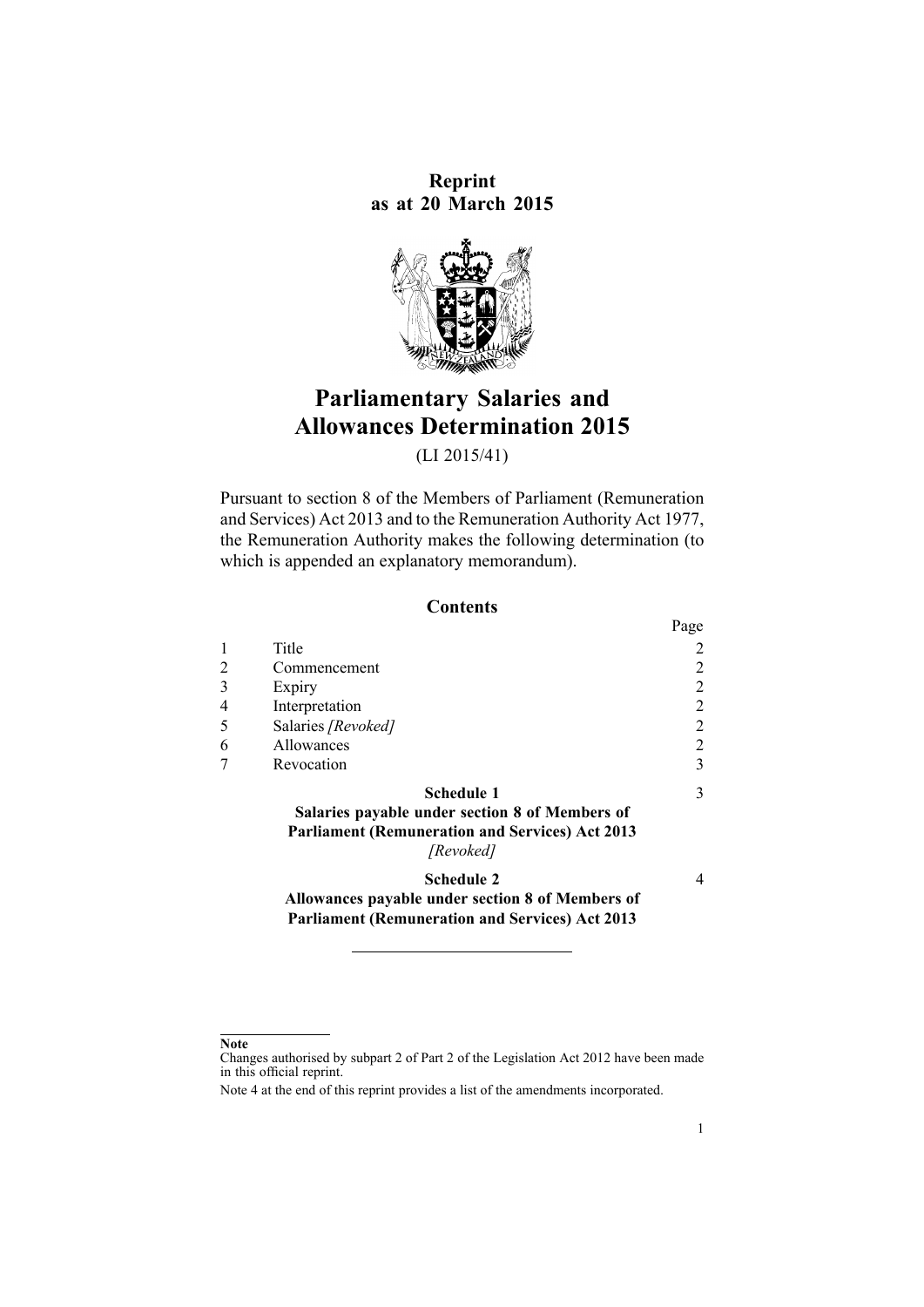**Reprint**
**as at 20 March 2015**

# Parliamentary Salaries and Allowances Determination 2015

(LI 2015/41)

Pursuant to section 8 of the Members of Parliament (Remuneration and Services) Act 2013 and to the Remuneration Authority Act 1977, the Remuneration Authority makes the following determination (to which is appended an explanatory memorandum).

## Contents

| | | Page |
|---|---|---|
| 1 | Title | 2 |
| 2 | Commencement | 2 |
| 3 | Expiry | 2 |
| 4 | Interpretation | 2 |
| 5 | Salaries *[Revoked]* | 2 |
| 6 | Allowances | 2 |
| 7 | Revocation | 3 |
| | **Schedule 1** **Salaries payable under section 8 of Members of Parliament (Remuneration and Services) Act 2013** *[Revoked]* | 3 |
| | **Schedule 2** **Allowances payable under section 8 of Members of Parliament (Remuneration and Services) Act 2013** | 4 |

---

**Note**

Changes authorised by subpart 2 of Part 2 of the Legislation Act 2012 have been made in this official reprint.

Note 4 at the end of this reprint provides a list of the amendments incorporated.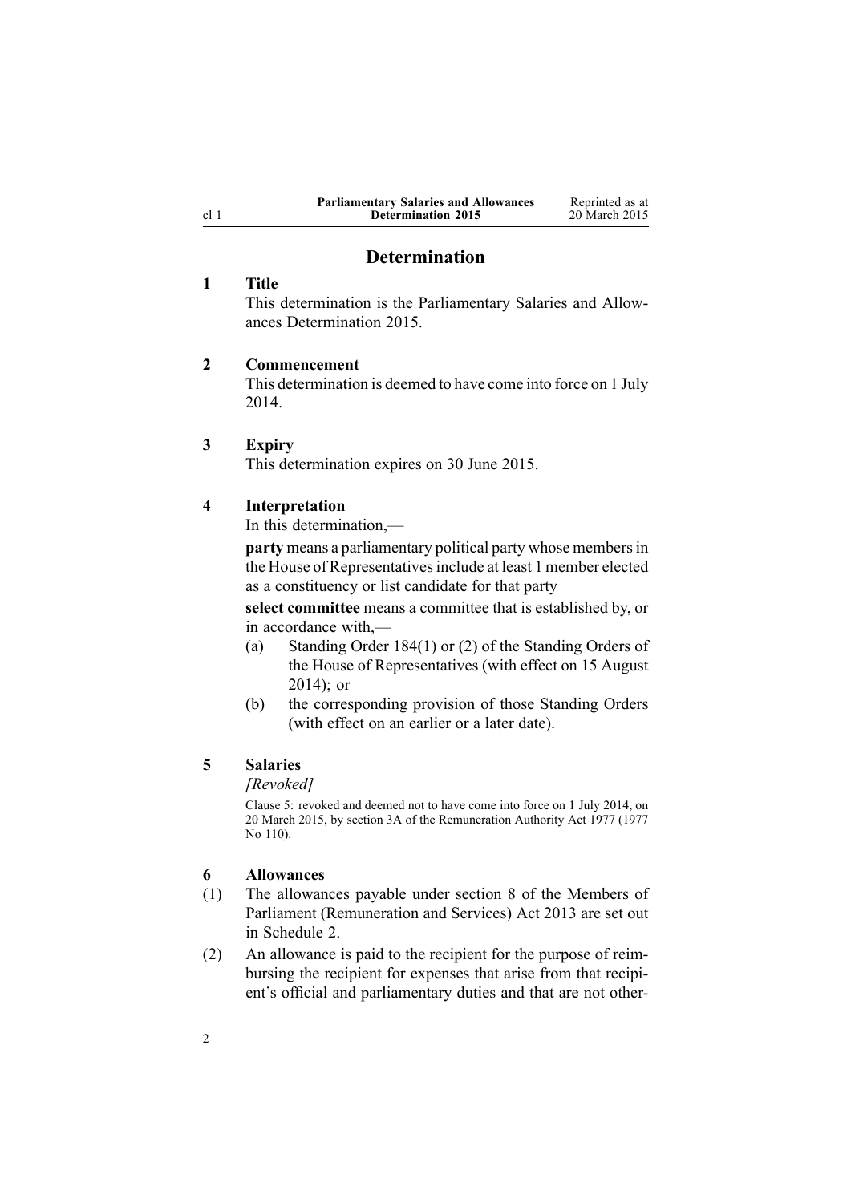# Determination

## 1 Title

This determination is the Parliamentary Salaries and Allowances Determination 2015.

## 2 Commencement

This determination is deemed to have come into force on 1 July 2014.

## 3 Expiry

This determination expires on 30 June 2015.

## 4 Interpretation

In this determination,—

**party** means a parliamentary political party whose members in the House of Representatives include at least 1 member elected as a constituency or list candidate for that party

**select committee** means a committee that is established by, or in accordance with,—

- (a) Standing Order 184(1) or (2) of the Standing Orders of the House of Representatives (with effect on 15 August 2014); or
- (b) the corresponding provision of those Standing Orders (with effect on an earlier or a later date).

## 5 Salaries

*[Revoked]*

Clause 5: revoked and deemed not to have come into force on 1 July 2014, on 20 March 2015, by section 3A of the Remuneration Authority Act 1977 (1977 No 110).

## 6 Allowances

(1) The allowances payable under section 8 of the Members of Parliament (Remuneration and Services) Act 2013 are set out in Schedule 2.

(2) An allowance is paid to the recipient for the purpose of reimbursing the recipient for expenses that arise from that recipient's official and parliamentary duties and that are not other-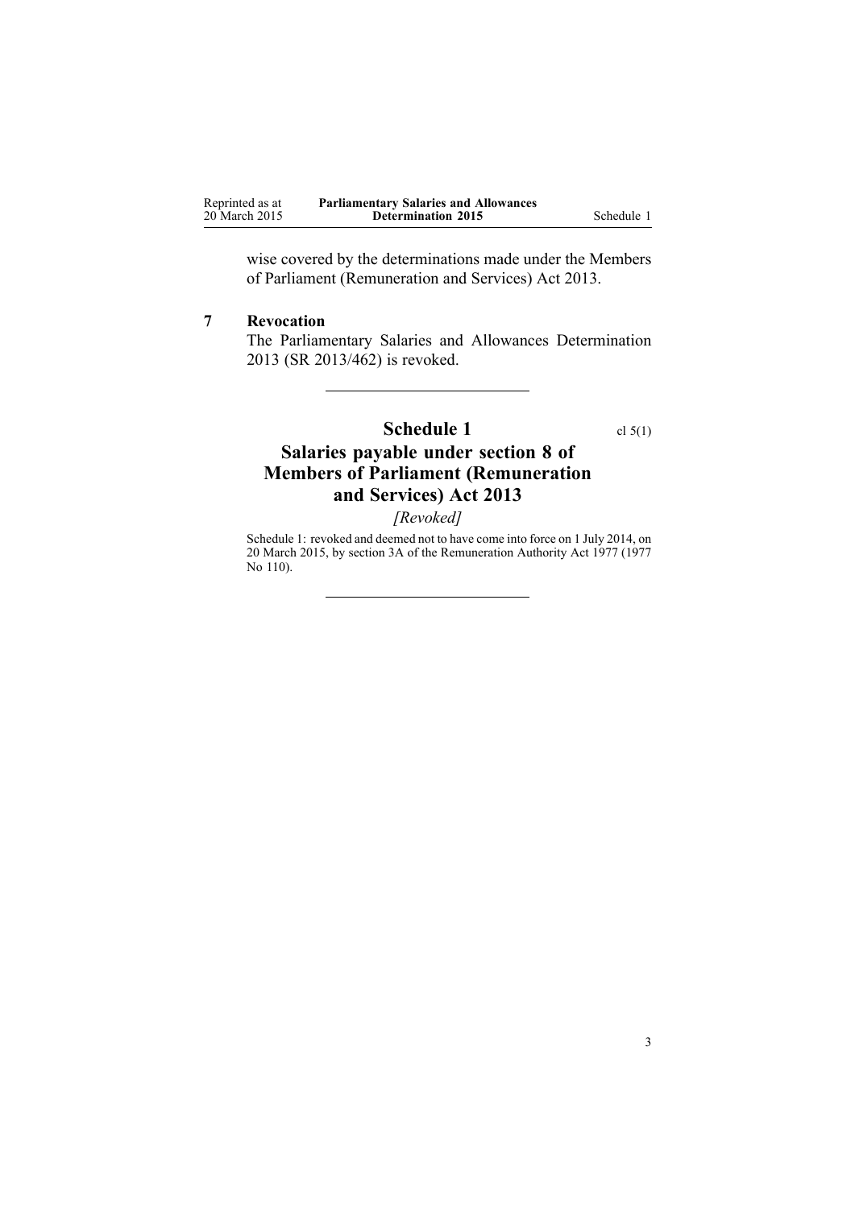wise covered by the determinations made under the Members of Parliament (Remuneration and Services) Act 2013.

### 7 Revocation

The Parliamentary Salaries and Allowances Determination 2013 (SR 2013/462) is revoked.

---

## Schedule 1

cl 5(1)

## Salaries payable under section 8 of Members of Parliament (Remuneration and Services) Act 2013

*[Revoked]*

Schedule 1: revoked and deemed not to have come into force on 1 July 2014, on 20 March 2015, by section 3A of the Remuneration Authority Act 1977 (1977 No 110).

---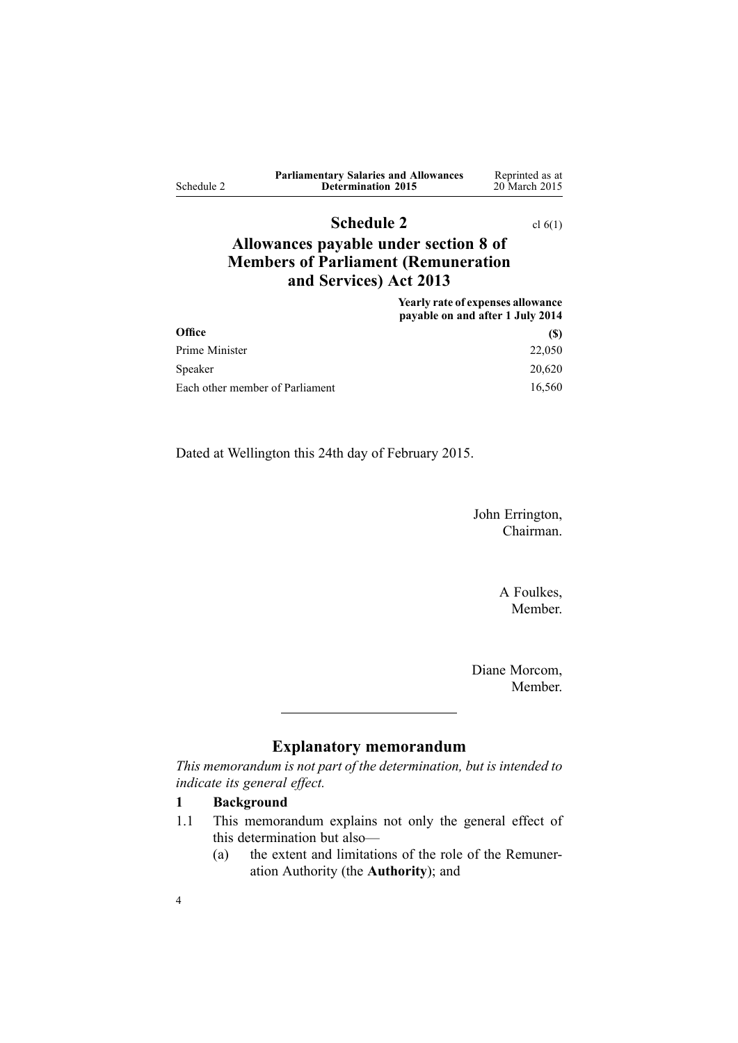# Schedule 2

cl 6(1)

## Allowances payable under section 8 of Members of Parliament (Remuneration and Services) Act 2013

| Office | Yearly rate of expenses allowance payable on and after 1 July 2014 ($) |
|---|---|
| Prime Minister | 22,050 |
| Speaker | 20,620 |
| Each other member of Parliament | 16,560 |

Dated at Wellington this 24th day of February 2015.

John Errington,
Chairman.

A Foulkes,
Member.

Diane Morcom,
Member.

---

## Explanatory memorandum

*This memorandum is not part of the determination, but is intended to indicate its general effect.*

### 1 Background

1.1 This memorandum explains not only the general effect of this determination but also—

(a) the extent and limitations of the role of the Remuneration Authority (the **Authority**); and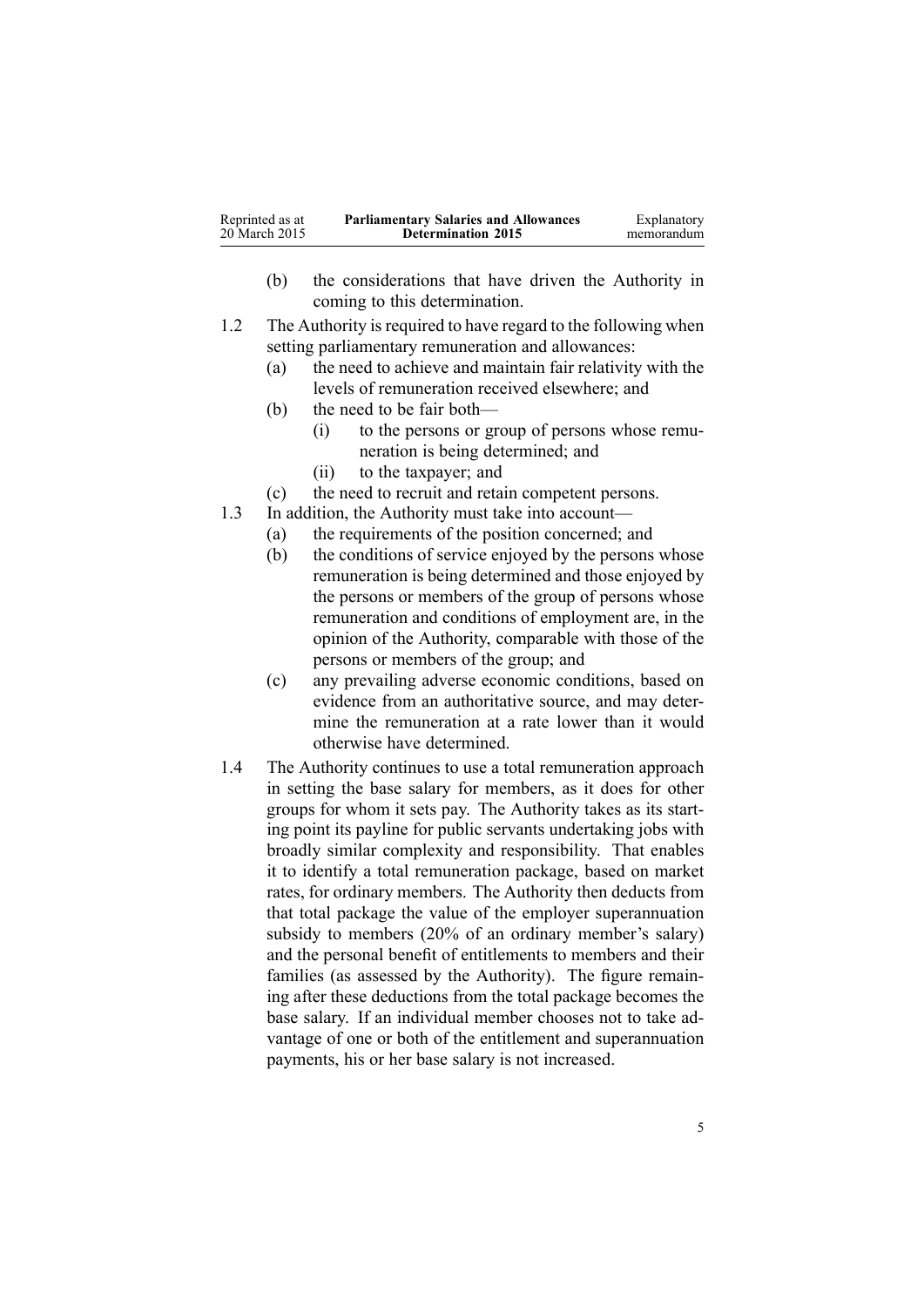(b) the considerations that have driven the Authority in coming to this determination.

1.2 The Authority is required to have regard to the following when setting parliamentary remuneration and allowances:

(a) the need to achieve and maintain fair relativity with the levels of remuneration received elsewhere; and

(b) the need to be fair both—

(i) to the persons or group of persons whose remuneration is being determined; and

(ii) to the taxpayer; and

(c) the need to recruit and retain competent persons.

1.3 In addition, the Authority must take into account—

(a) the requirements of the position concerned; and

(b) the conditions of service enjoyed by the persons whose remuneration is being determined and those enjoyed by the persons or members of the group of persons whose remuneration and conditions of employment are, in the opinion of the Authority, comparable with those of the persons or members of the group; and

(c) any prevailing adverse economic conditions, based on evidence from an authoritative source, and may determine the remuneration at a rate lower than it would otherwise have determined.

1.4 The Authority continues to use a total remuneration approach in setting the base salary for members, as it does for other groups for whom it sets pay. The Authority takes as its starting point its payline for public servants undertaking jobs with broadly similar complexity and responsibility. That enables it to identify a total remuneration package, based on market rates, for ordinary members. The Authority then deducts from that total package the value of the employer superannuation subsidy to members (20% of an ordinary member's salary) and the personal benefit of entitlements to members and their families (as assessed by the Authority). The figure remaining after these deductions from the total package becomes the base salary. If an individual member chooses not to take advantage of one or both of the entitlement and superannuation payments, his or her base salary is not increased.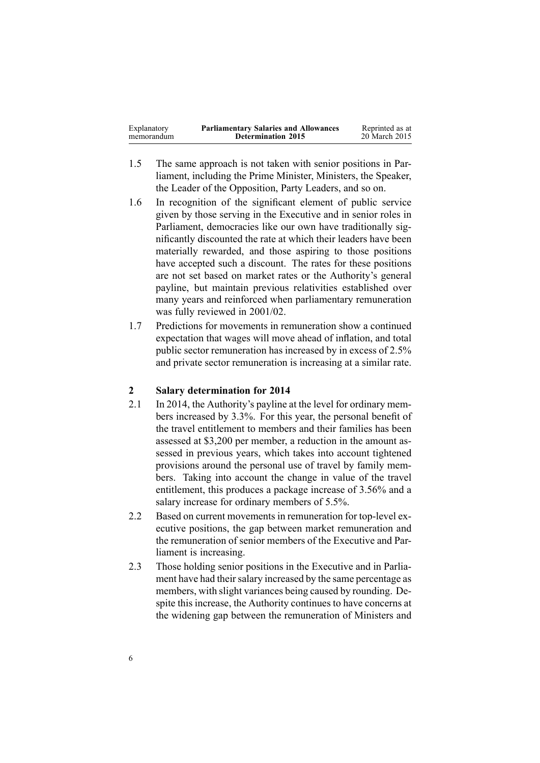1.5 The same approach is not taken with senior positions in Parliament, including the Prime Minister, Ministers, the Speaker, the Leader of the Opposition, Party Leaders, and so on.

1.6 In recognition of the significant element of public service given by those serving in the Executive and in senior roles in Parliament, democracies like our own have traditionally significantly discounted the rate at which their leaders have been materially rewarded, and those aspiring to those positions have accepted such a discount. The rates for these positions are not set based on market rates or the Authority's general payline, but maintain previous relativities established over many years and reinforced when parliamentary remuneration was fully reviewed in 2001/02.

1.7 Predictions for movements in remuneration show a continued expectation that wages will move ahead of inflation, and total public sector remuneration has increased by in excess of 2.5% and private sector remuneration is increasing at a similar rate.

## 2 Salary determination for 2014

2.1 In 2014, the Authority's payline at the level for ordinary members increased by 3.3%. For this year, the personal benefit of the travel entitlement to members and their families has been assessed at $3,200 per member, a reduction in the amount assessed in previous years, which takes into account tightened provisions around the personal use of travel by family members. Taking into account the change in value of the travel entitlement, this produces a package increase of 3.56% and a salary increase for ordinary members of 5.5%.

2.2 Based on current movements in remuneration for top-level executive positions, the gap between market remuneration and the remuneration of senior members of the Executive and Parliament is increasing.

2.3 Those holding senior positions in the Executive and in Parliament have had their salary increased by the same percentage as members, with slight variances being caused by rounding. Despite this increase, the Authority continues to have concerns at the widening gap between the remuneration of Ministers and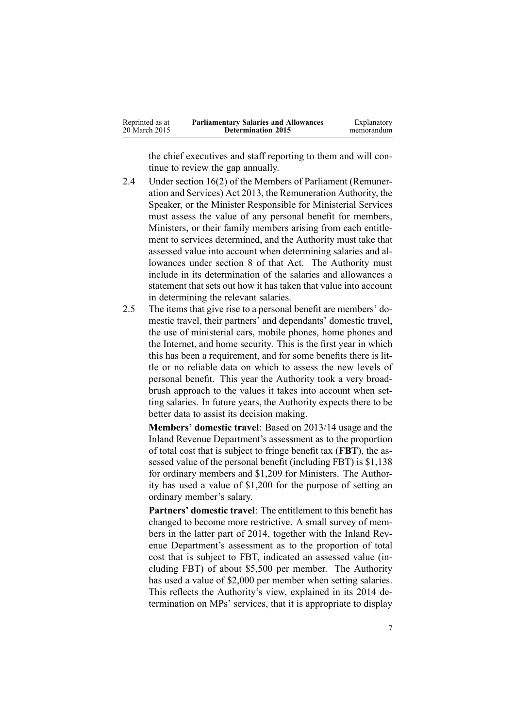the chief executives and staff reporting to them and will continue to review the gap annually.

2.4 Under section 16(2) of the Members of Parliament (Remuneration and Services) Act 2013, the Remuneration Authority, the Speaker, or the Minister Responsible for Ministerial Services must assess the value of any personal benefit for members, Ministers, or their family members arising from each entitlement to services determined, and the Authority must take that assessed value into account when determining salaries and allowances under section 8 of that Act. The Authority must include in its determination of the salaries and allowances a statement that sets out how it has taken that value into account in determining the relevant salaries.

2.5 The items that give rise to a personal benefit are members' domestic travel, their partners' and dependants' domestic travel, the use of ministerial cars, mobile phones, home phones and the Internet, and home security. This is the first year in which this has been a requirement, and for some benefits there is little or no reliable data on which to assess the new levels of personal benefit. This year the Authority took a very broad-brush approach to the values it takes into account when setting salaries. In future years, the Authority expects there to be better data to assist its decision making.

**Members' domestic travel**: Based on 2013/14 usage and the Inland Revenue Department's assessment as to the proportion of total cost that is subject to fringe benefit tax (**FBT**), the assessed value of the personal benefit (including FBT) is $1,138 for ordinary members and $1,209 for Ministers. The Authority has used a value of $1,200 for the purpose of setting an ordinary member's salary.

**Partners' domestic travel**: The entitlement to this benefit has changed to become more restrictive. A small survey of members in the latter part of 2014, together with the Inland Revenue Department's assessment as to the proportion of total cost that is subject to FBT, indicated an assessed value (including FBT) of about $5,500 per member. The Authority has used a value of $2,000 per member when setting salaries. This reflects the Authority's view, explained in its 2014 determination on MPs' services, that it is appropriate to display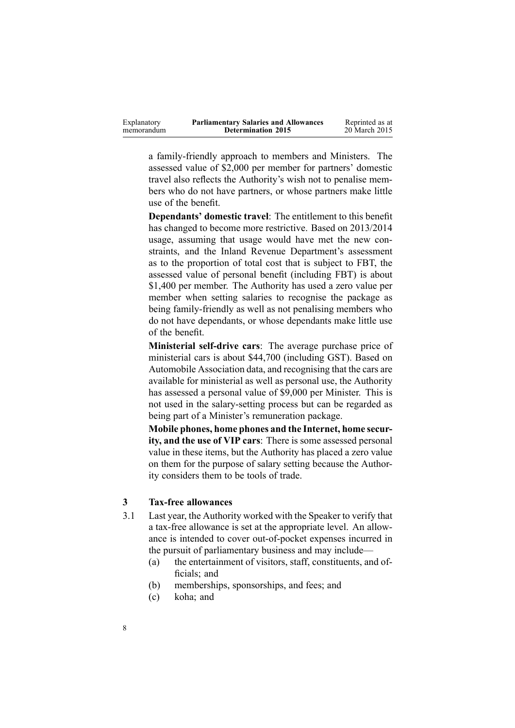a family-friendly approach to members and Ministers. The assessed value of $2,000 per member for partners' domestic travel also reflects the Authority's wish not to penalise members who do not have partners, or whose partners make little use of the benefit.

**Dependants' domestic travel**: The entitlement to this benefit has changed to become more restrictive. Based on 2013/2014 usage, assuming that usage would have met the new constraints, and the Inland Revenue Department's assessment as to the proportion of total cost that is subject to FBT, the assessed value of personal benefit (including FBT) is about $1,400 per member. The Authority has used a zero value per member when setting salaries to recognise the package as being family-friendly as well as not penalising members who do not have dependants, or whose dependants make little use of the benefit.

**Ministerial self-drive cars**: The average purchase price of ministerial cars is about $44,700 (including GST). Based on Automobile Association data, and recognising that the cars are available for ministerial as well as personal use, the Authority has assessed a personal value of $9,000 per Minister. This is not used in the salary-setting process but can be regarded as being part of a Minister's remuneration package.

**Mobile phones, home phones and the Internet, home security, and the use of VIP cars**: There is some assessed personal value in these items, but the Authority has placed a zero value on them for the purpose of salary setting because the Authority considers them to be tools of trade.

## 3 Tax-free allowances

3.1 Last year, the Authority worked with the Speaker to verify that a tax-free allowance is set at the appropriate level. An allowance is intended to cover out-of-pocket expenses incurred in the pursuit of parliamentary business and may include—

(a) the entertainment of visitors, staff, constituents, and officials; and

(b) memberships, sponsorships, and fees; and

(c) koha; and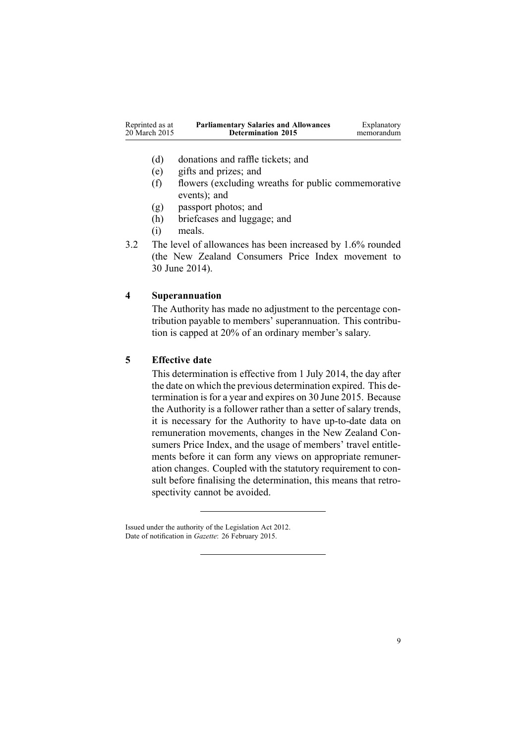(d) donations and raffle tickets; and

(e) gifts and prizes; and

(f) flowers (excluding wreaths for public commemorative events); and

(g) passport photos; and

(h) briefcases and luggage; and

(i) meals.

3.2 The level of allowances has been increased by 1.6% rounded (the New Zealand Consumers Price Index movement to 30 June 2014).

## 4 Superannuation

The Authority has made no adjustment to the percentage contribution payable to members' superannuation. This contribution is capped at 20% of an ordinary member's salary.

## 5 Effective date

This determination is effective from 1 July 2014, the day after the date on which the previous determination expired. This determination is for a year and expires on 30 June 2015. Because the Authority is a follower rather than a setter of salary trends, it is necessary for the Authority to have up-to-date data on remuneration movements, changes in the New Zealand Consumers Price Index, and the usage of members' travel entitlements before it can form any views on appropriate remuneration changes. Coupled with the statutory requirement to consult before finalising the determination, this means that retrospectivity cannot be avoided.

---

Issued under the authority of the Legislation Act 2012.
Date of notification in *Gazette*: 26 February 2015.

---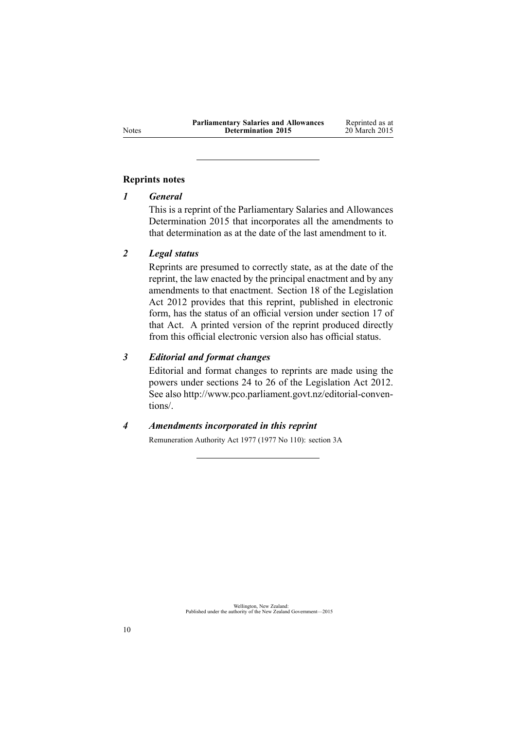## Reprints notes

### *1 General*

This is a reprint of the Parliamentary Salaries and Allowances Determination 2015 that incorporates all the amendments to that determination as at the date of the last amendment to it.

### *2 Legal status*

Reprints are presumed to correctly state, as at the date of the reprint, the law enacted by the principal enactment and by any amendments to that enactment. Section 18 of the Legislation Act 2012 provides that this reprint, published in electronic form, has the status of an official version under section 17 of that Act. A printed version of the reprint produced directly from this official electronic version also has official status.

### *3 Editorial and format changes*

Editorial and format changes to reprints are made using the powers under sections 24 to 26 of the Legislation Act 2012. See also http://www.pco.parliament.govt.nz/editorial-conventions/.

### *4 Amendments incorporated in this reprint*

Remuneration Authority Act 1977 (1977 No 110): section 3A

Wellington, New Zealand:
Published under the authority of the New Zealand Government—2015